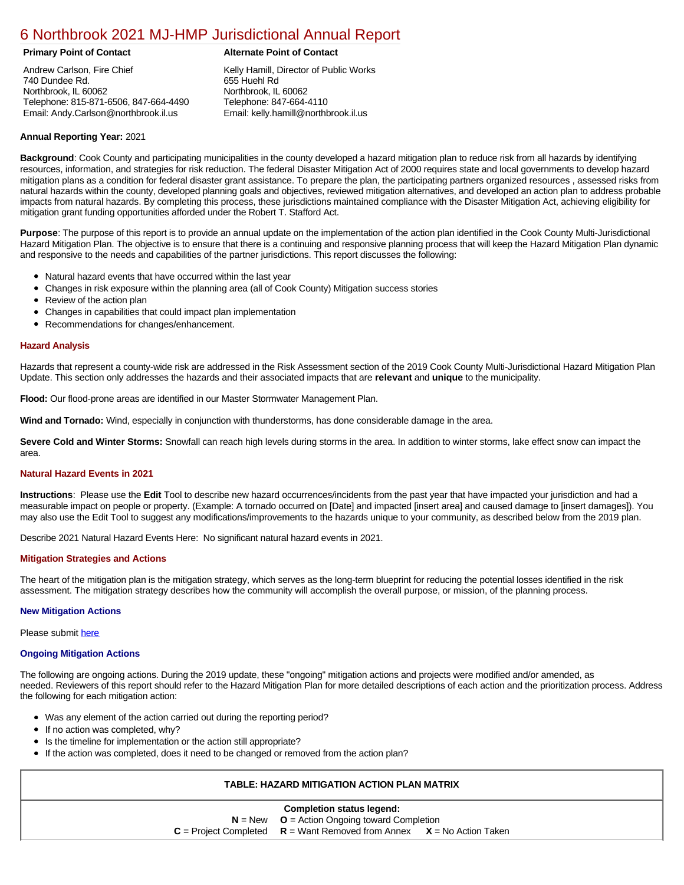# 6 Northbrook 2021 MJ-HMP Jurisdictional Annual Report

**Primary Point of Contact**

Andrew Carlson, Fire Chief
740 Dundee Rd.
Northbrook, IL 60062
Telephone: 815-871-6506, 847-664-4490
Email: Andy.Carlson@northbrook.il.us

**Alternate Point of Contact**

Kelly Hamill, Director of Public Works
655 Huehl Rd
Northbrook, IL 60062
Telephone: 847-664-4110
Email: kelly.hamill@northbrook.il.us

**Annual Reporting Year:** 2021

**Background**: Cook County and participating municipalities in the county developed a hazard mitigation plan to reduce risk from all hazards by identifying resources, information, and strategies for risk reduction. The federal Disaster Mitigation Act of 2000 requires state and local governments to develop hazard mitigation plans as a condition for federal disaster grant assistance. To prepare the plan, the participating partners organized resources , assessed risks from natural hazards within the county, developed planning goals and objectives, reviewed mitigation alternatives, and developed an action plan to address probable impacts from natural hazards. By completing this process, these jurisdictions maintained compliance with the Disaster Mitigation Act, achieving eligibility for mitigation grant funding opportunities afforded under the Robert T. Stafford Act.

**Purpose**: The purpose of this report is to provide an annual update on the implementation of the action plan identified in the Cook County Multi-Jurisdictional Hazard Mitigation Plan. The objective is to ensure that there is a continuing and responsive planning process that will keep the Hazard Mitigation Plan dynamic and responsive to the needs and capabilities of the partner jurisdictions. This report discusses the following:

- Natural hazard events that have occurred within the last year
- Changes in risk exposure within the planning area (all of Cook County) Mitigation success stories
- Review of the action plan
- Changes in capabilities that could impact plan implementation
- Recommendations for changes/enhancement.

### Hazard Analysis

Hazards that represent a county-wide risk are addressed in the Risk Assessment section of the 2019 Cook County Multi-Jurisdictional Hazard Mitigation Plan Update. This section only addresses the hazards and their associated impacts that are **relevant** and **unique** to the municipality.

**Flood:** Our flood-prone areas are identified in our Master Stormwater Management Plan.

**Wind and Tornado:** Wind, especially in conjunction with thunderstorms, has done considerable damage in the area.

**Severe Cold and Winter Storms:** Snowfall can reach high levels during storms in the area. In addition to winter storms, lake effect snow can impact the area.

### Natural Hazard Events in 2021

**Instructions**: Please use the **Edit** Tool to describe new hazard occurrences/incidents from the past year that have impacted your jurisdiction and had a measurable impact on people or property. (Example: A tornado occurred on [Date] and impacted [insert area] and caused damage to [insert damages]). You may also use the Edit Tool to suggest any modifications/improvements to the hazards unique to your community, as described below from the 2019 plan.

Describe 2021 Natural Hazard Events Here: No significant natural hazard events in 2021.

### Mitigation Strategies and Actions

The heart of the mitigation plan is the mitigation strategy, which serves as the long-term blueprint for reducing the potential losses identified in the risk assessment. The mitigation strategy describes how the community will accomplish the overall purpose, or mission, of the planning process.

#### New Mitigation Actions

Please submit here

#### Ongoing Mitigation Actions

The following are ongoing actions. During the 2019 update, these "ongoing" mitigation actions and projects were modified and/or amended, as needed. Reviewers of this report should refer to the Hazard Mitigation Plan for more detailed descriptions of each action and the prioritization process. Address the following for each mitigation action:

- Was any element of the action carried out during the reporting period?
- If no action was completed, why?
- Is the timeline for implementation or the action still appropriate?
- If the action was completed, does it need to be changed or removed from the action plan?

| TABLE: HAZARD MITIGATION ACTION PLAN MATRIX |
|---|
| **Completion status legend:**<br>**N** = New **O** = Action Ongoing toward Completion<br>**C** = Project Completed **R** = Want Removed from Annex **X** = No Action Taken |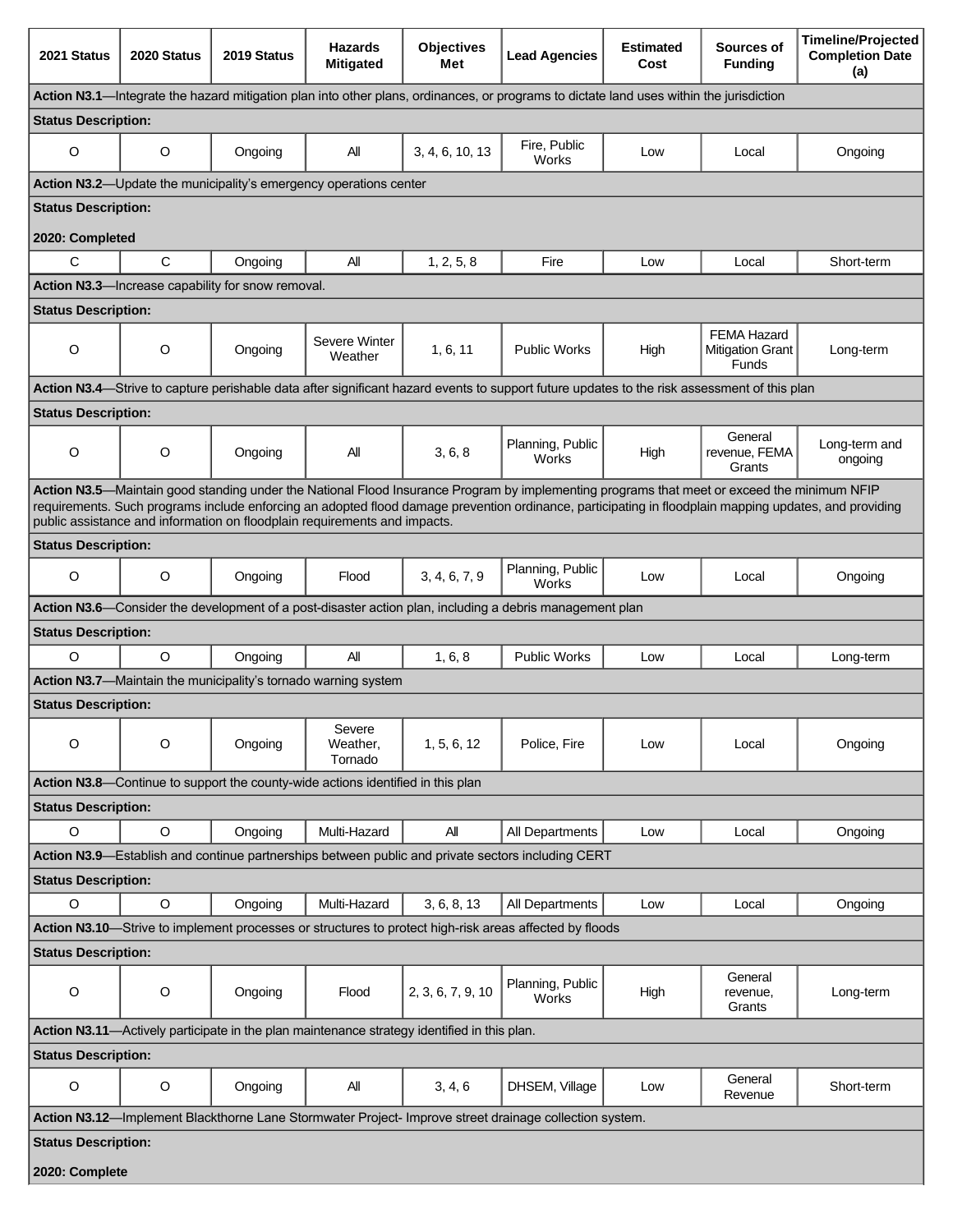| 2021 Status | 2020 Status | 2019 Status | Hazards Mitigated | Objectives Met | Lead Agencies | Estimated Cost | Sources of Funding | Timeline/Projected Completion Date (a) |
|---|---|---|---|---|---|---|---|---|
| **Action N3.1**—Integrate the hazard mitigation plan into other plans, ordinances, or programs to dictate land uses within the jurisdiction | | | | | | | | |
| **Status Description:** | | | | | | | | |
| O | O | Ongoing | All | 3, 4, 6, 10, 13 | Fire, Public Works | Low | Local | Ongoing |
| **Action N3.2**—Update the municipality's emergency operations center | | | | | | | | |
| **Status Description:** **2020: Completed** | | | | | | | | |
| C | C | Ongoing | All | 1, 2, 5, 8 | Fire | Low | Local | Short-term |
| **Action N3.3**—Increase capability for snow removal. | | | | | | | | |
| **Status Description:** | | | | | | | | |
| O | O | Ongoing | Severe Winter Weather | 1, 6, 11 | Public Works | High | FEMA Hazard Mitigation Grant Funds | Long-term |
| **Action N3.4**—Strive to capture perishable data after significant hazard events to support future updates to the risk assessment of this plan | | | | | | | | |
| **Status Description:** | | | | | | | | |
| O | O | Ongoing | All | 3, 6, 8 | Planning, Public Works | High | General revenue, FEMA Grants | Long-term and ongoing |
| **Action N3.5**—Maintain good standing under the National Flood Insurance Program by implementing programs that meet or exceed the minimum NFIP requirements. Such programs include enforcing an adopted flood damage prevention ordinance, participating in floodplain mapping updates, and providing public assistance and information on floodplain requirements and impacts. | | | | | | | | |
| **Status Description:** | | | | | | | | |
| O | O | Ongoing | Flood | 3, 4, 6, 7, 9 | Planning, Public Works | Low | Local | Ongoing |
| **Action N3.6**—Consider the development of a post-disaster action plan, including a debris management plan | | | | | | | | |
| **Status Description:** | | | | | | | | |
| O | O | Ongoing | All | 1, 6, 8 | Public Works | Low | Local | Long-term |
| **Action N3.7**—Maintain the municipality's tornado warning system | | | | | | | | |
| **Status Description:** | | | | | | | | |
| O | O | Ongoing | Severe Weather, Tornado | 1, 5, 6, 12 | Police, Fire | Low | Local | Ongoing |
| **Action N3.8**—Continue to support the county-wide actions identified in this plan | | | | | | | | |
| **Status Description:** | | | | | | | | |
| O | O | Ongoing | Multi-Hazard | All | All Departments | Low | Local | Ongoing |
| **Action N3.9**—Establish and continue partnerships between public and private sectors including CERT | | | | | | | | |
| **Status Description:** | | | | | | | | |
| O | O | Ongoing | Multi-Hazard | 3, 6, 8, 13 | All Departments | Low | Local | Ongoing |
| **Action N3.10**—Strive to implement processes or structures to protect high-risk areas affected by floods | | | | | | | | |
| **Status Description:** | | | | | | | | |
| O | O | Ongoing | Flood | 2, 3, 6, 7, 9, 10 | Planning, Public Works | High | General revenue, Grants | Long-term |
| **Action N3.11**—Actively participate in the plan maintenance strategy identified in this plan. | | | | | | | | |
| **Status Description:** | | | | | | | | |
| O | O | Ongoing | All | 3, 4, 6 | DHSEM, Village | Low | General Revenue | Short-term |
| **Action N3.12**—Implement Blackthorne Lane Stormwater Project- Improve street drainage collection system. | | | | | | | | |
| **Status Description:** **2020: Complete** | | | | | | | | |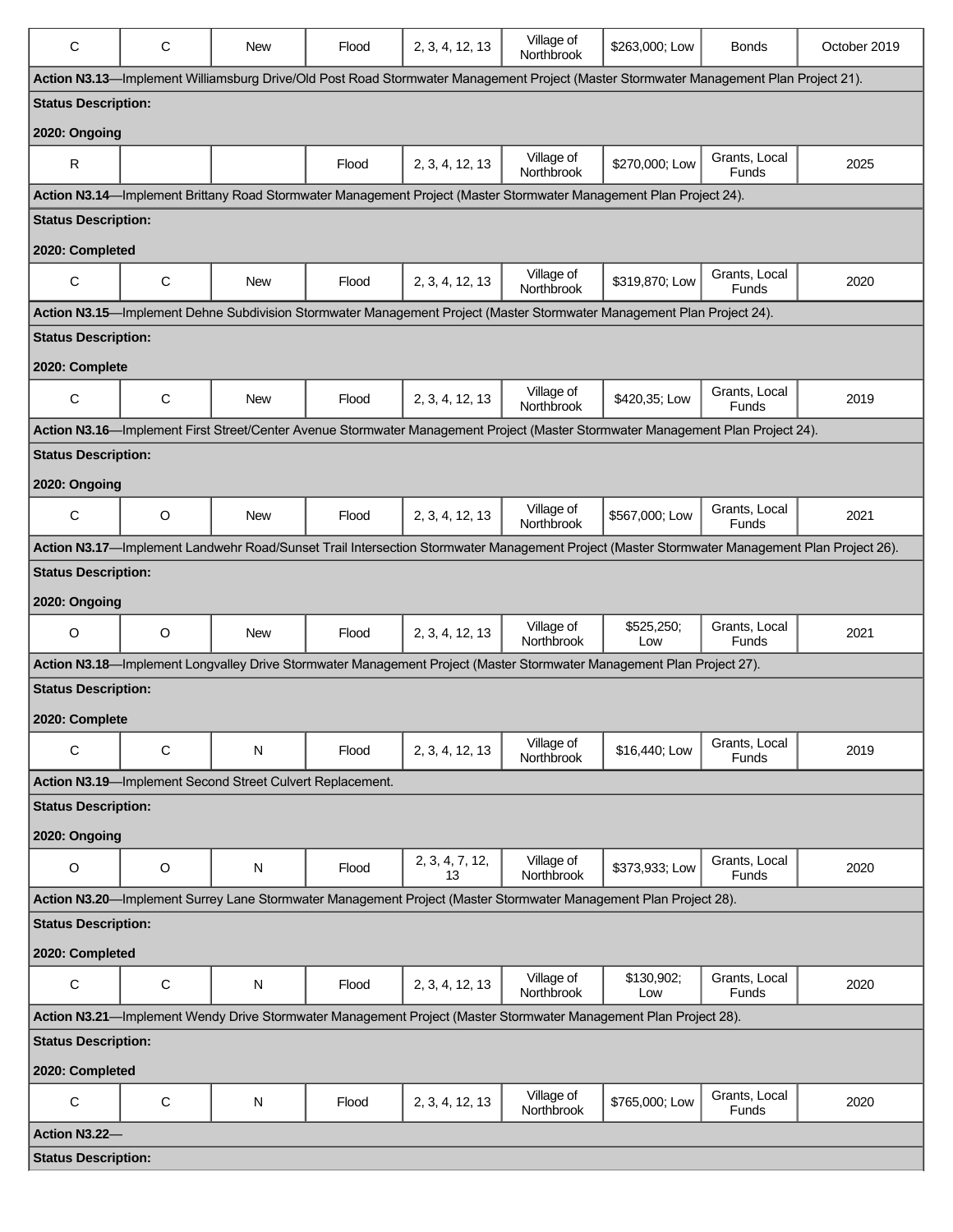| C | C | New | Flood | 2, 3, 4, 12, 13 | Village of Northbrook | $263,000; Low | Bonds | October 2019 |
|---|---|---|---|---|---|---|---|---|
| **Action N3.13**—Implement Williamsburg Drive/Old Post Road Stormwater Management Project (Master Stormwater Management Plan Project 21). | | | | | | | | |
| **Status Description:** | | | | | | | | |
| **2020: Ongoing** | | | | | | | | |
| R | | | Flood | 2, 3, 4, 12, 13 | Village of Northbrook | $270,000; Low | Grants, Local Funds | 2025 |
| **Action N3.14**—Implement Brittany Road Stormwater Management Project (Master Stormwater Management Plan Project 24). | | | | | | | | |
| **Status Description:** | | | | | | | | |
| **2020: Completed** | | | | | | | | |
| C | C | New | Flood | 2, 3, 4, 12, 13 | Village of Northbrook | $319,870; Low | Grants, Local Funds | 2020 |
| **Action N3.15**—Implement Dehne Subdivision Stormwater Management Project (Master Stormwater Management Plan Project 24). | | | | | | | | |
| **Status Description:** | | | | | | | | |
| **2020: Complete** | | | | | | | | |
| C | C | New | Flood | 2, 3, 4, 12, 13 | Village of Northbrook | $420,35; Low | Grants, Local Funds | 2019 |
| **Action N3.16**—Implement First Street/Center Avenue Stormwater Management Project (Master Stormwater Management Plan Project 24). | | | | | | | | |
| **Status Description:** | | | | | | | | |
| **2020: Ongoing** | | | | | | | | |
| C | O | New | Flood | 2, 3, 4, 12, 13 | Village of Northbrook | $567,000; Low | Grants, Local Funds | 2021 |
| **Action N3.17**—Implement Landwehr Road/Sunset Trail Intersection Stormwater Management Project (Master Stormwater Management Plan Project 26). | | | | | | | | |
| **Status Description:** | | | | | | | | |
| **2020: Ongoing** | | | | | | | | |
| O | O | New | Flood | 2, 3, 4, 12, 13 | Village of Northbrook | $525,250; Low | Grants, Local Funds | 2021 |
| **Action N3.18**—Implement Longvalley Drive Stormwater Management Project (Master Stormwater Management Plan Project 27). | | | | | | | | |
| **Status Description:** | | | | | | | | |
| **2020: Complete** | | | | | | | | |
| C | C | N | Flood | 2, 3, 4, 12, 13 | Village of Northbrook | $16,440; Low | Grants, Local Funds | 2019 |
| **Action N3.19**—Implement Second Street Culvert Replacement. | | | | | | | | |
| **Status Description:** | | | | | | | | |
| **2020: Ongoing** | | | | | | | | |
| O | O | N | Flood | 2, 3, 4, 7, 12, 13 | Village of Northbrook | $373,933; Low | Grants, Local Funds | 2020 |
| **Action N3.20**—Implement Surrey Lane Stormwater Management Project (Master Stormwater Management Plan Project 28). | | | | | | | | |
| **Status Description:** | | | | | | | | |
| **2020: Completed** | | | | | | | | |
| C | C | N | Flood | 2, 3, 4, 12, 13 | Village of Northbrook | $130,902; Low | Grants, Local Funds | 2020 |
| **Action N3.21**—Implement Wendy Drive Stormwater Management Project (Master Stormwater Management Plan Project 28). | | | | | | | | |
| **Status Description:** | | | | | | | | |
| **2020: Completed** | | | | | | | | |
| C | C | N | Flood | 2, 3, 4, 12, 13 | Village of Northbrook | $765,000; Low | Grants, Local Funds | 2020 |
| **Action N3.22**— | | | | | | | | |
| **Status Description:** | | | | | | | | |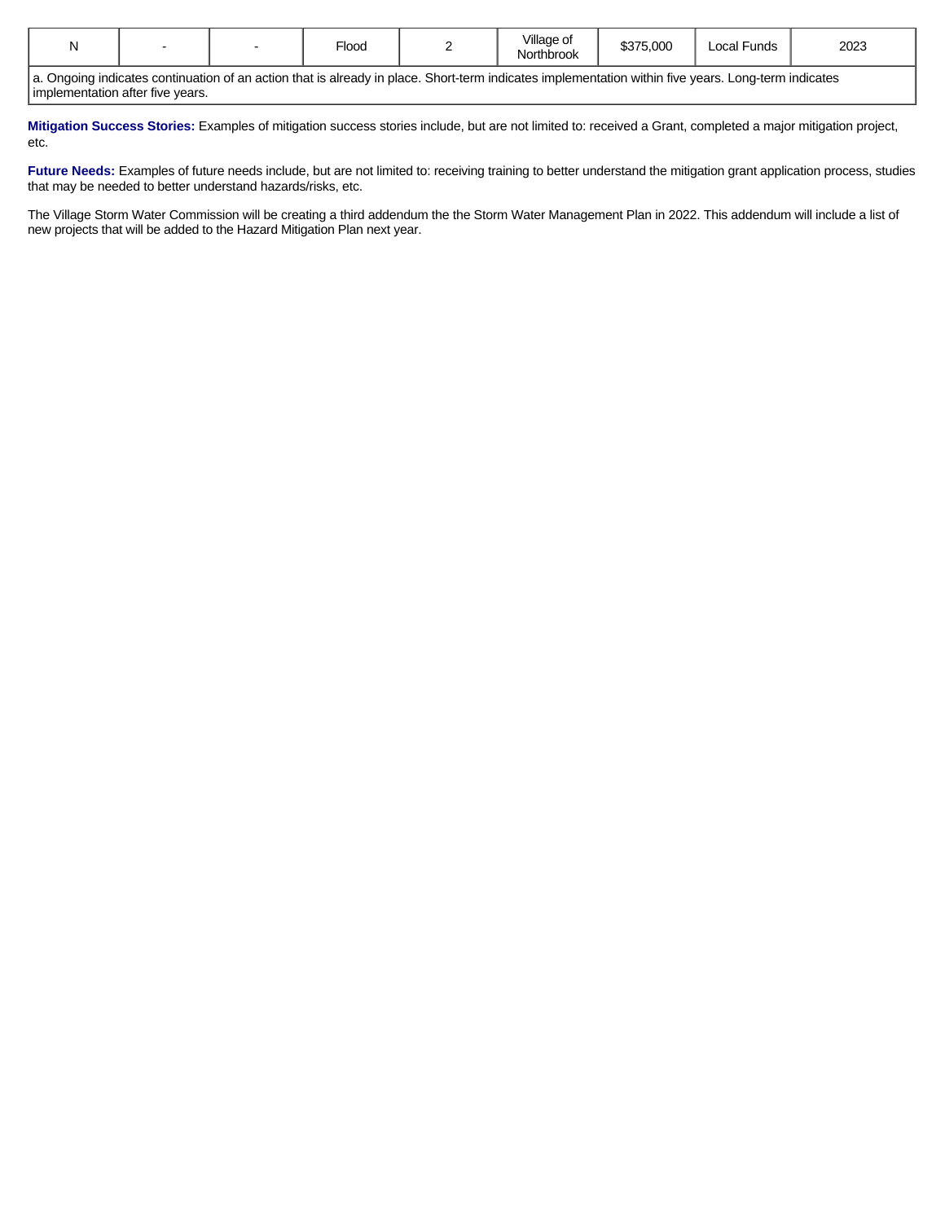| | | | | | | | | |
|---|---|---|---|---|---|---|---|---|
| N | - | - | Flood | 2 | Village of Northbrook | $375,000 | Local Funds | 2023 |
| a. Ongoing indicates continuation of an action that is already in place. Short-term indicates implementation within five years. Long-term indicates implementation after five years. | | | | | | | | |

**Mitigation Success Stories:** Examples of mitigation success stories include, but are not limited to: received a Grant, completed a major mitigation project, etc.

**Future Needs:** Examples of future needs include, but are not limited to: receiving training to better understand the mitigation grant application process, studies that may be needed to better understand hazards/risks, etc.

The Village Storm Water Commission will be creating a third addendum the the Storm Water Management Plan in 2022. This addendum will include a list of new projects that will be added to the Hazard Mitigation Plan next year.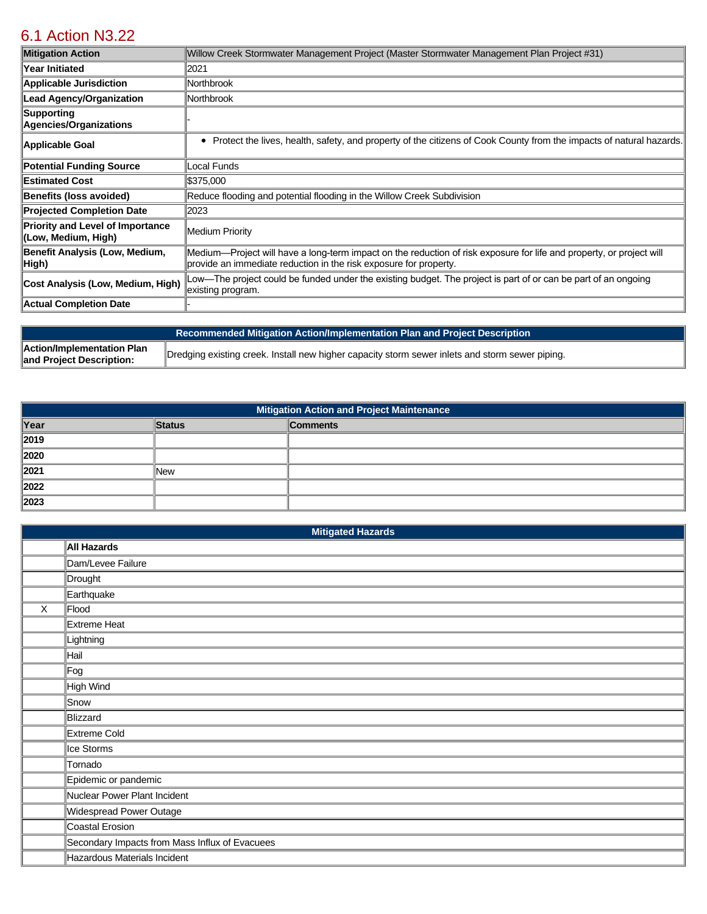## 6.1 Action N3.22

| | |
|---|---|
| **Mitigation Action** | Willow Creek Stormwater Management Project (Master Stormwater Management Plan Project #31) |
| **Year Initiated** | 2021 |
| **Applicable Jurisdiction** | Northbrook |
| **Lead Agency/Organization** | Northbrook |
| **Supporting Agencies/Organizations** | - |
| **Applicable Goal** | • Protect the lives, health, safety, and property of the citizens of Cook County from the impacts of natural hazards. |
| **Potential Funding Source** | Local Funds |
| **Estimated Cost** | $375,000 |
| **Benefits (loss avoided)** | Reduce flooding and potential flooding in the Willow Creek Subdivision |
| **Projected Completion Date** | 2023 |
| **Priority and Level of Importance (Low, Medium, High)** | Medium Priority |
| **Benefit Analysis (Low, Medium, High)** | Medium—Project will have a long-term impact on the reduction of risk exposure for life and property, or project will provide an immediate reduction in the risk exposure for property. |
| **Cost Analysis (Low, Medium, High)** | Low—The project could be funded under the existing budget. The project is part of or can be part of an ongoing existing program. |
| **Actual Completion Date** | - |

| Recommended Mitigation Action/Implementation Plan and Project Description | |
|---|---|
| **Action/Implementation Plan and Project Description:** | Dredging existing creek. Install new higher capacity storm sewer inlets and storm sewer piping. |

| Mitigation Action and Project Maintenance | | |
|---|---|---|
| **Year** | **Status** | **Comments** |
| **2019** | | |
| **2020** | | |
| **2021** | New | |
| **2022** | | |
| **2023** | | |

| Mitigated Hazards | |
|---|---|
| | **All Hazards** |
| | Dam/Levee Failure |
| | Drought |
| | Earthquake |
| X | Flood |
| | Extreme Heat |
| | Lightning |
| | Hail |
| | Fog |
| | High Wind |
| | Snow |
| | Blizzard |
| | Extreme Cold |
| | Ice Storms |
| | Tornado |
| | Epidemic or pandemic |
| | Nuclear Power Plant Incident |
| | Widespread Power Outage |
| | Coastal Erosion |
| | Secondary Impacts from Mass Influx of Evacuees |
| | Hazardous Materials Incident |